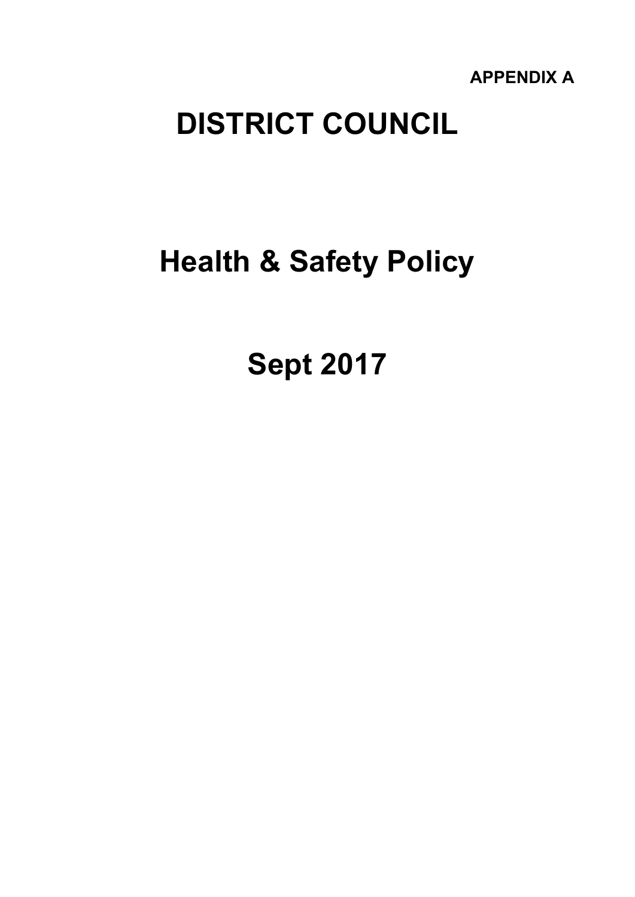**APPENDIX A**

# DISTRICT COUNCIL

# Health & Safety Policy

# Sept 2017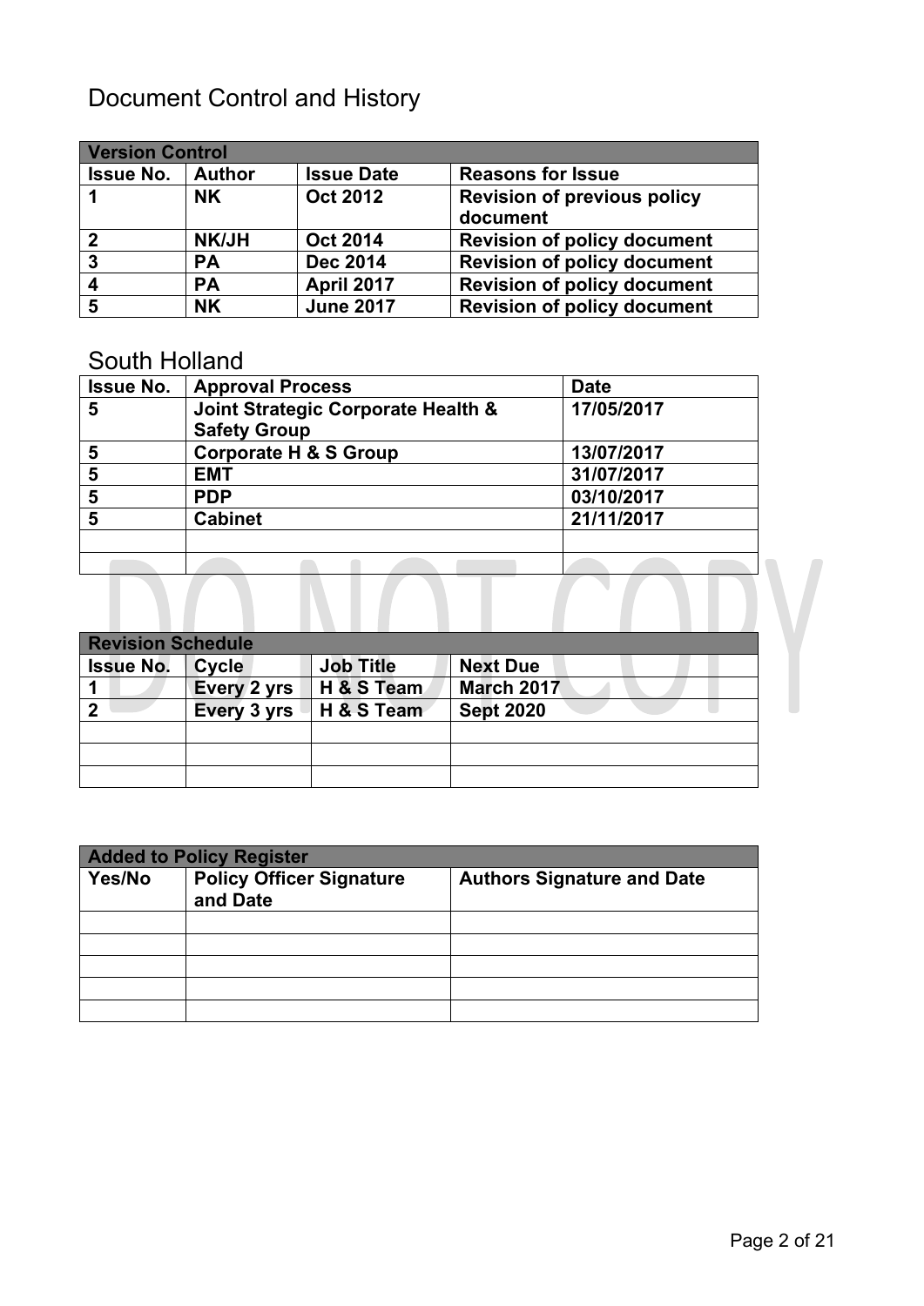# Document Control and History

| Version Control | | | |
|---|---|---|---|
| **Issue No.** | **Author** | **Issue Date** | **Reasons for Issue** |
| **1** | **NK** | **Oct 2012** | **Revision of previous policy document** |
| **2** | **NK/JH** | **Oct 2014** | **Revision of policy document** |
| **3** | **PA** | **Dec 2014** | **Revision of policy document** |
| **4** | **PA** | **April 2017** | **Revision of policy document** |
| **5** | **NK** | **June 2017** | **Revision of policy document** |

## South Holland

| Issue No. | Approval Process | Date |
|---|---|---|
| **5** | **Joint Strategic Corporate Health & Safety Group** | **17/05/2017** |
| **5** | **Corporate H & S Group** | **13/07/2017** |
| **5** | **EMT** | **31/07/2017** |
| **5** | **PDP** | **03/10/2017** |
| **5** | **Cabinet** | **21/11/2017** |
| | | |
| | | |

DO NOT COPY

| Revision Schedule | | | |
|---|---|---|---|
| **Issue No.** | **Cycle** | **Job Title** | **Next Due** |
| **1** | **Every 2 yrs** | **H & S Team** | **March 2017** |
| **2** | **Every 3 yrs** | **H & S Team** | **Sept 2020** |
| | | | |
| | | | |
| | | | |

| Added to Policy Register | | |
|---|---|---|
| **Yes/No** | **Policy Officer Signature and Date** | **Authors Signature and Date** |
| | | |
| | | |
| | | |
| | | |
| | | |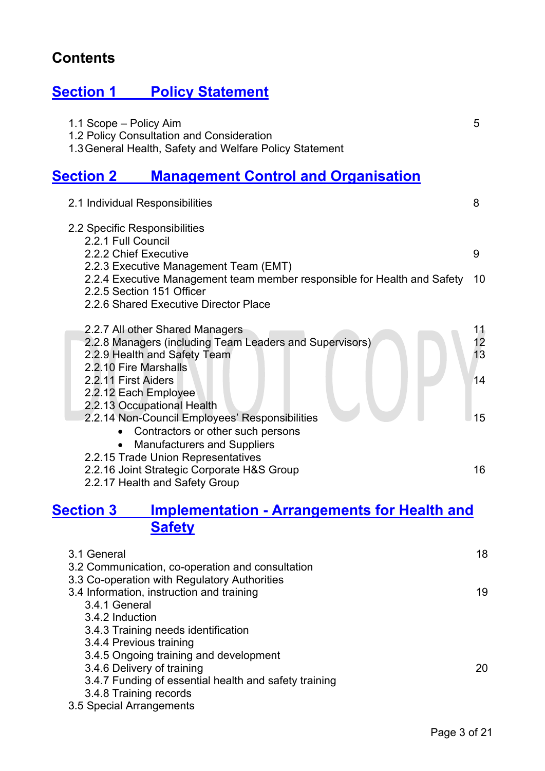# Contents

## Section 1 Policy Statement

| | |
|---|---|
| 1.1 Scope – Policy Aim | 5 |
| 1.2 Policy Consultation and Consideration | |
| 1.3 General Health, Safety and Welfare Policy Statement | |

## Section 2 Management Control and Organisation

| | |
|---|---|
| 2.1 Individual Responsibilities | 8 |
| 2.2 Specific Responsibilities | |
| 2.2.1 Full Council | |
| 2.2.2 Chief Executive | 9 |
| 2.2.3 Executive Management Team (EMT) | |
| 2.2.4 Executive Management team member responsible for Health and Safety | 10 |
| 2.2.5 Section 151 Officer | |
| 2.2.6 Shared Executive Director Place | |
| 2.2.7 All other Shared Managers | 11 |
| 2.2.8 Managers (including Team Leaders and Supervisors) | 12 |
| 2.2.9 Health and Safety Team | 13 |
| 2.2.10 Fire Marshalls | |
| 2.2.11 First Aiders | 14 |
| 2.2.12 Each Employee | |
| 2.2.13 Occupational Health | |
| 2.2.14 Non-Council Employees' Responsibilities<br>• Contractors or other such persons<br>• Manufacturers and Suppliers | 15 |
| 2.2.15 Trade Union Representatives | |
| 2.2.16 Joint Strategic Corporate H&S Group | 16 |
| 2.2.17 Health and Safety Group | |

## Section 3 Implementation - Arrangements for Health and Safety

| | |
|---|---|
| 3.1 General | 18 |
| 3.2 Communication, co-operation and consultation | |
| 3.3 Co-operation with Regulatory Authorities | |
| 3.4 Information, instruction and training | 19 |
| 3.4.1 General | |
| 3.4.2 Induction | |
| 3.4.3 Training needs identification | |
| 3.4.4 Previous training | |
| 3.4.5 Ongoing training and development | |
| 3.4.6 Delivery of training | 20 |
| 3.4.7 Funding of essential health and safety training | |
| 3.4.8 Training records | |
| 3.5 Special Arrangements | |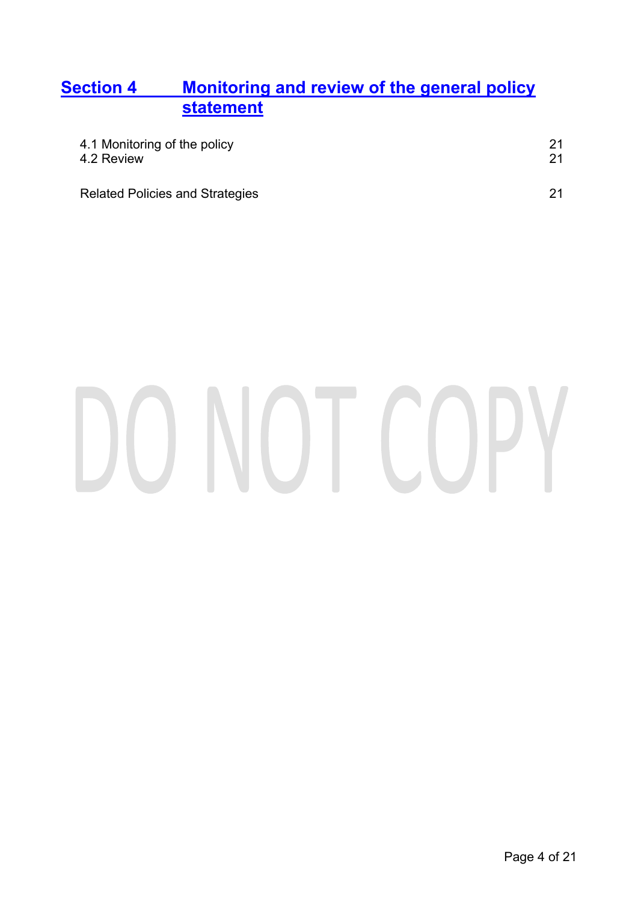## Section 4 Monitoring and review of the general policy statement

| | |
|---|---|
| 4.1 Monitoring of the policy | 21 |
| 4.2 Review | 21 |
| | |
| Related Policies and Strategies | 21 |

DO NOT COPY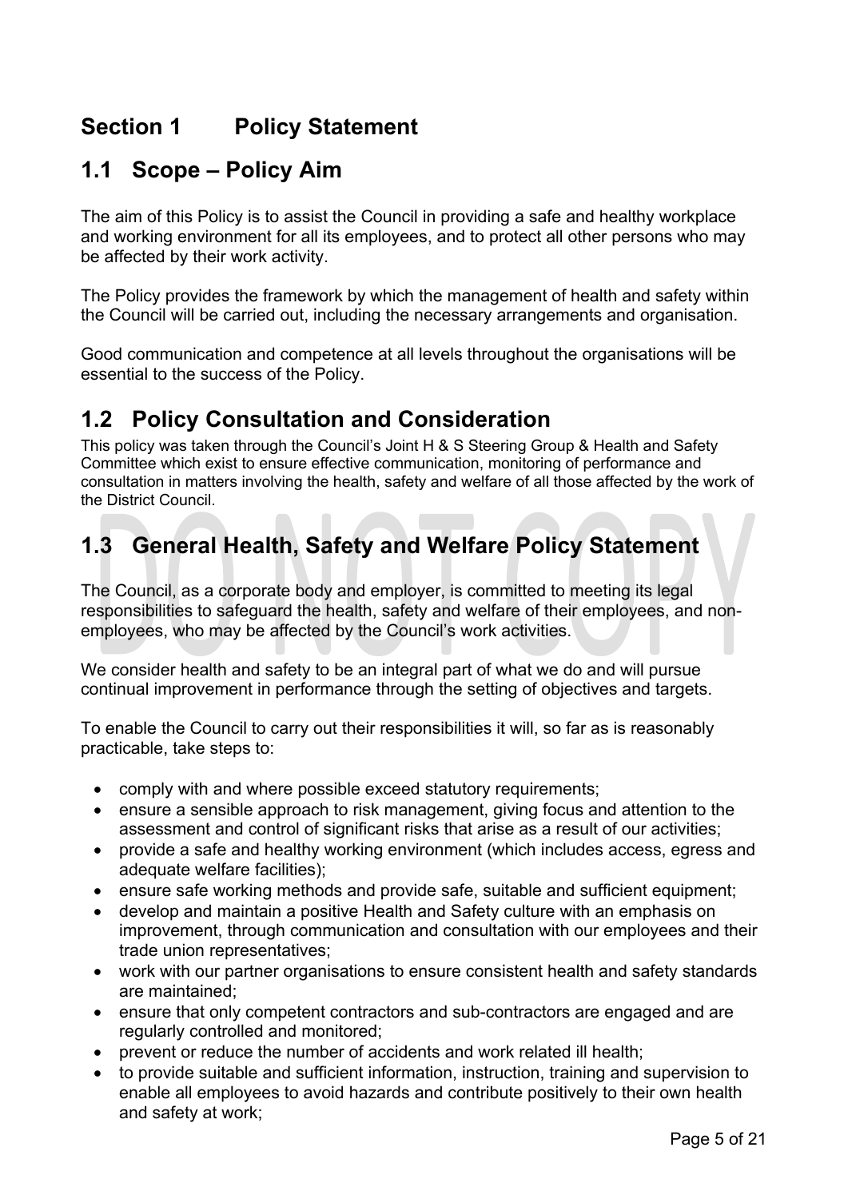# Section 1 Policy Statement

## 1.1 Scope – Policy Aim

The aim of this Policy is to assist the Council in providing a safe and healthy workplace and working environment for all its employees, and to protect all other persons who may be affected by their work activity.

The Policy provides the framework by which the management of health and safety within the Council will be carried out, including the necessary arrangements and organisation.

Good communication and competence at all levels throughout the organisations will be essential to the success of the Policy.

## 1.2 Policy Consultation and Consideration

This policy was taken through the Council's Joint H & S Steering Group & Health and Safety Committee which exist to ensure effective communication, monitoring of performance and consultation in matters involving the health, safety and welfare of all those affected by the work of the District Council.

## 1.3 General Health, Safety and Welfare Policy Statement

The Council, as a corporate body and employer, is committed to meeting its legal responsibilities to safeguard the health, safety and welfare of their employees, and non-employees, who may be affected by the Council's work activities.

We consider health and safety to be an integral part of what we do and will pursue continual improvement in performance through the setting of objectives and targets.

To enable the Council to carry out their responsibilities it will, so far as is reasonably practicable, take steps to:

- comply with and where possible exceed statutory requirements;
- ensure a sensible approach to risk management, giving focus and attention to the assessment and control of significant risks that arise as a result of our activities;
- provide a safe and healthy working environment (which includes access, egress and adequate welfare facilities);
- ensure safe working methods and provide safe, suitable and sufficient equipment;
- develop and maintain a positive Health and Safety culture with an emphasis on improvement, through communication and consultation with our employees and their trade union representatives;
- work with our partner organisations to ensure consistent health and safety standards are maintained;
- ensure that only competent contractors and sub-contractors are engaged and are regularly controlled and monitored;
- prevent or reduce the number of accidents and work related ill health;
- to provide suitable and sufficient information, instruction, training and supervision to enable all employees to avoid hazards and contribute positively to their own health and safety at work;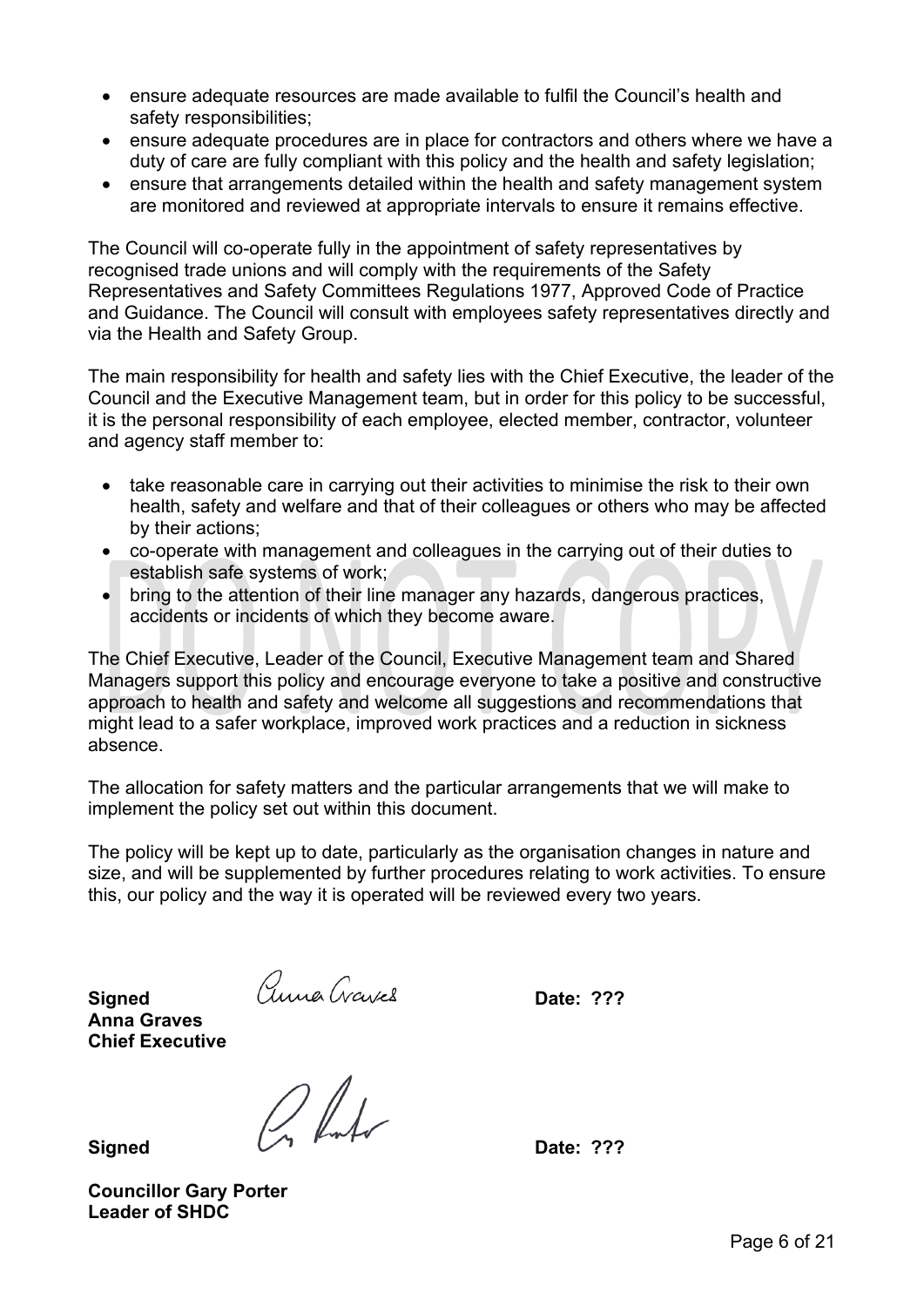- ensure adequate resources are made available to fulfil the Council's health and safety responsibilities;
- ensure adequate procedures are in place for contractors and others where we have a duty of care are fully compliant with this policy and the health and safety legislation;
- ensure that arrangements detailed within the health and safety management system are monitored and reviewed at appropriate intervals to ensure it remains effective.

The Council will co-operate fully in the appointment of safety representatives by recognised trade unions and will comply with the requirements of the Safety Representatives and Safety Committees Regulations 1977, Approved Code of Practice and Guidance. The Council will consult with employees safety representatives directly and via the Health and Safety Group.

The main responsibility for health and safety lies with the Chief Executive, the leader of the Council and the Executive Management team, but in order for this policy to be successful, it is the personal responsibility of each employee, elected member, contractor, volunteer and agency staff member to:

- take reasonable care in carrying out their activities to minimise the risk to their own health, safety and welfare and that of their colleagues or others who may be affected by their actions;
- co-operate with management and colleagues in the carrying out of their duties to establish safe systems of work;
- bring to the attention of their line manager any hazards, dangerous practices, accidents or incidents of which they become aware.

The Chief Executive, Leader of the Council, Executive Management team and Shared Managers support this policy and encourage everyone to take a positive and constructive approach to health and safety and welcome all suggestions and recommendations that might lead to a safer workplace, improved work practices and a reduction in sickness absence.

The allocation for safety matters and the particular arrangements that we will make to implement the policy set out within this document.

The policy will be kept up to date, particularly as the organisation changes in nature and size, and will be supplemented by further procedures relating to work activities. To ensure this, our policy and the way it is operated will be reviewed every two years.

**Signed** Anna Graves **Date: ???**
**Anna Graves**
**Chief Executive**

**Signed** **Date: ???**

**Councillor Gary Porter**
**Leader of SHDC**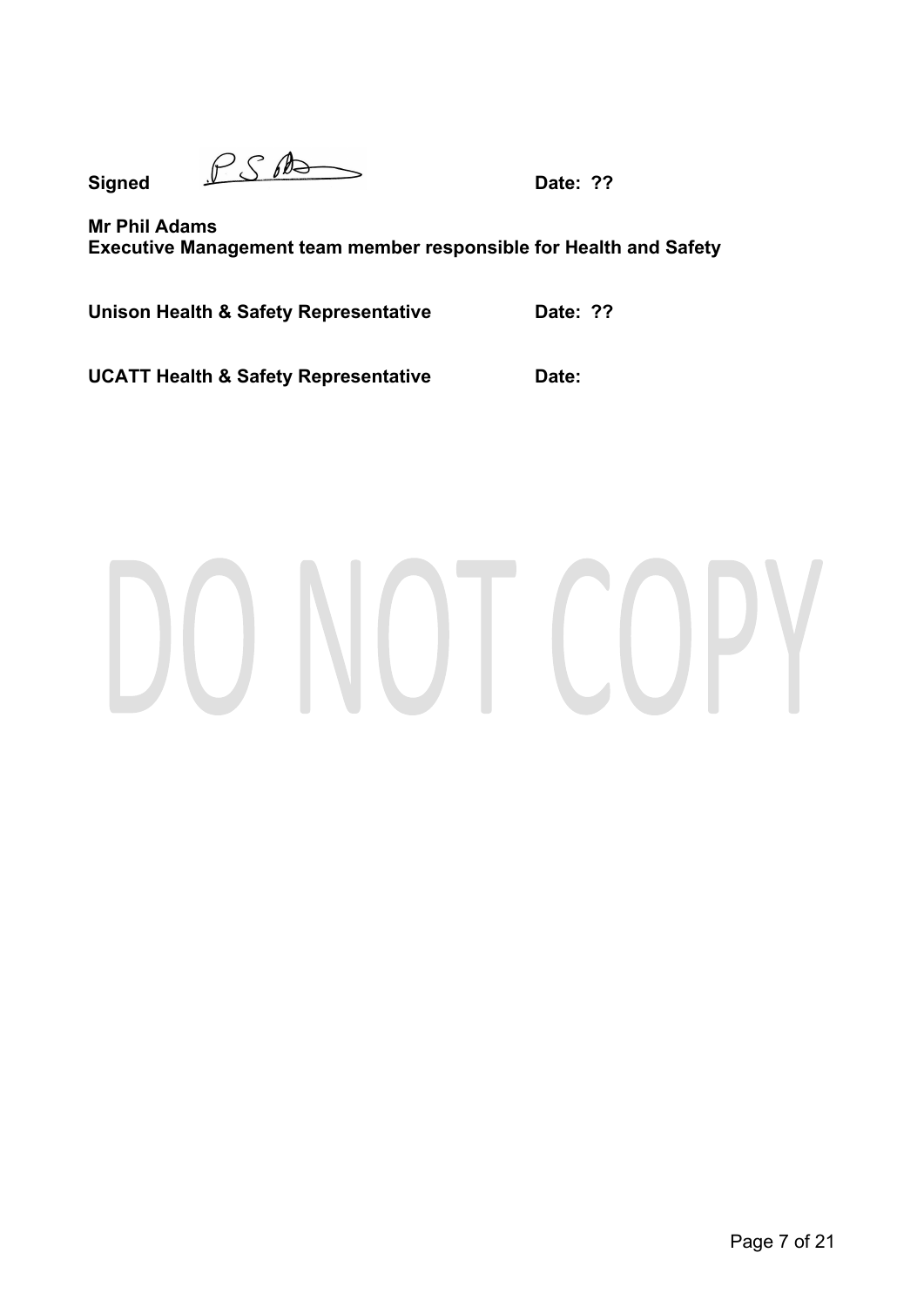**Signed** **Date: ??**

**Mr Phil Adams**
**Executive Management team member responsible for Health and Safety**

**Unison Health & Safety Representative** **Date: ??**

**UCATT Health & Safety Representative** **Date:**

DO NOT COPY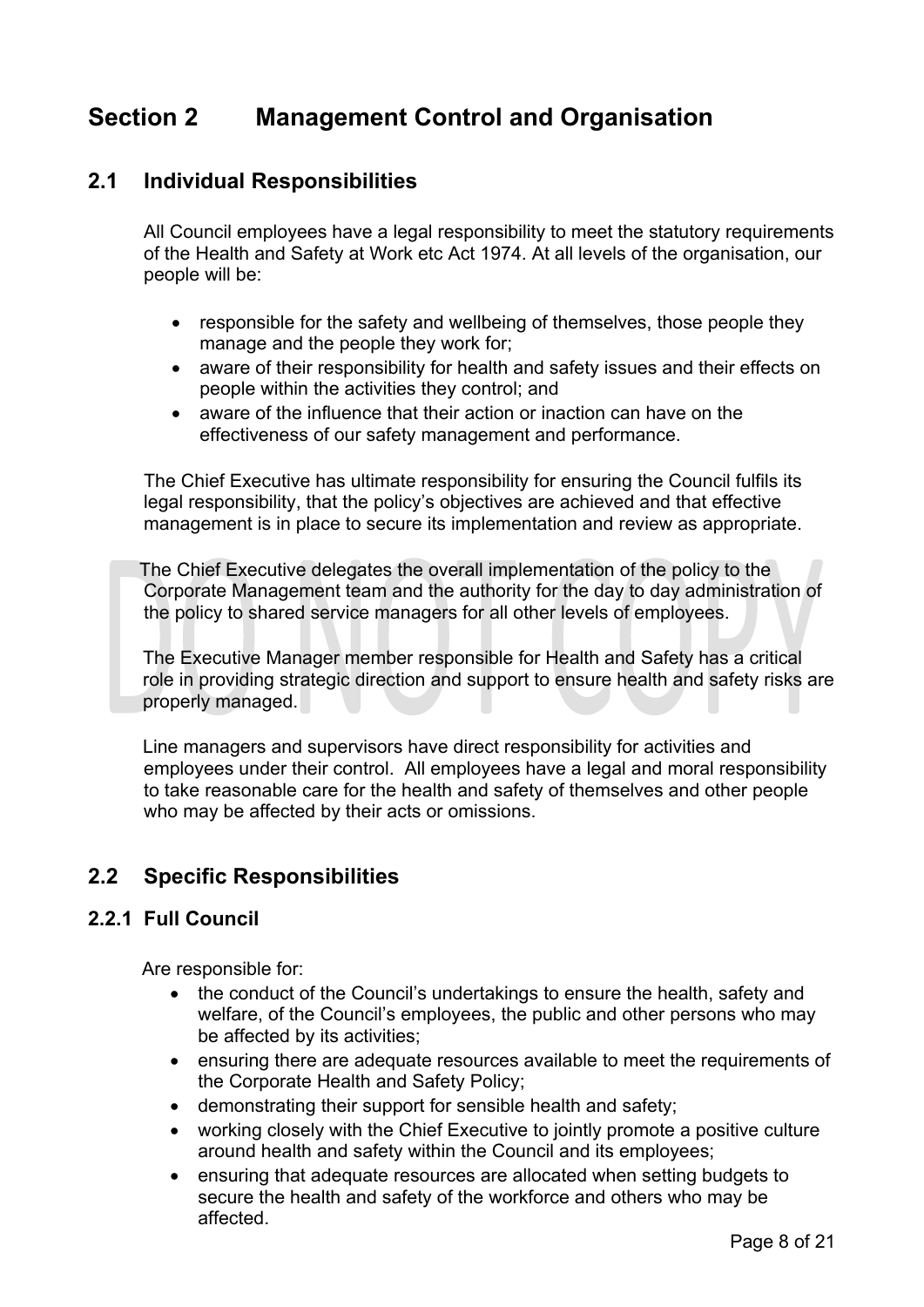# Section 2 Management Control and Organisation

## 2.1 Individual Responsibilities

All Council employees have a legal responsibility to meet the statutory requirements of the Health and Safety at Work etc Act 1974. At all levels of the organisation, our people will be:

- responsible for the safety and wellbeing of themselves, those people they manage and the people they work for;
- aware of their responsibility for health and safety issues and their effects on people within the activities they control; and
- aware of the influence that their action or inaction can have on the effectiveness of our safety management and performance.

The Chief Executive has ultimate responsibility for ensuring the Council fulfils its legal responsibility, that the policy's objectives are achieved and that effective management is in place to secure its implementation and review as appropriate.

The Chief Executive delegates the overall implementation of the policy to the Corporate Management team and the authority for the day to day administration of the policy to shared service managers for all other levels of employees.

The Executive Manager member responsible for Health and Safety has a critical role in providing strategic direction and support to ensure health and safety risks are properly managed.

Line managers and supervisors have direct responsibility for activities and employees under their control. All employees have a legal and moral responsibility to take reasonable care for the health and safety of themselves and other people who may be affected by their acts or omissions.

## 2.2 Specific Responsibilities

### 2.2.1 Full Council

Are responsible for:

- the conduct of the Council's undertakings to ensure the health, safety and welfare, of the Council's employees, the public and other persons who may be affected by its activities;
- ensuring there are adequate resources available to meet the requirements of the Corporate Health and Safety Policy;
- demonstrating their support for sensible health and safety;
- working closely with the Chief Executive to jointly promote a positive culture around health and safety within the Council and its employees;
- ensuring that adequate resources are allocated when setting budgets to secure the health and safety of the workforce and others who may be affected.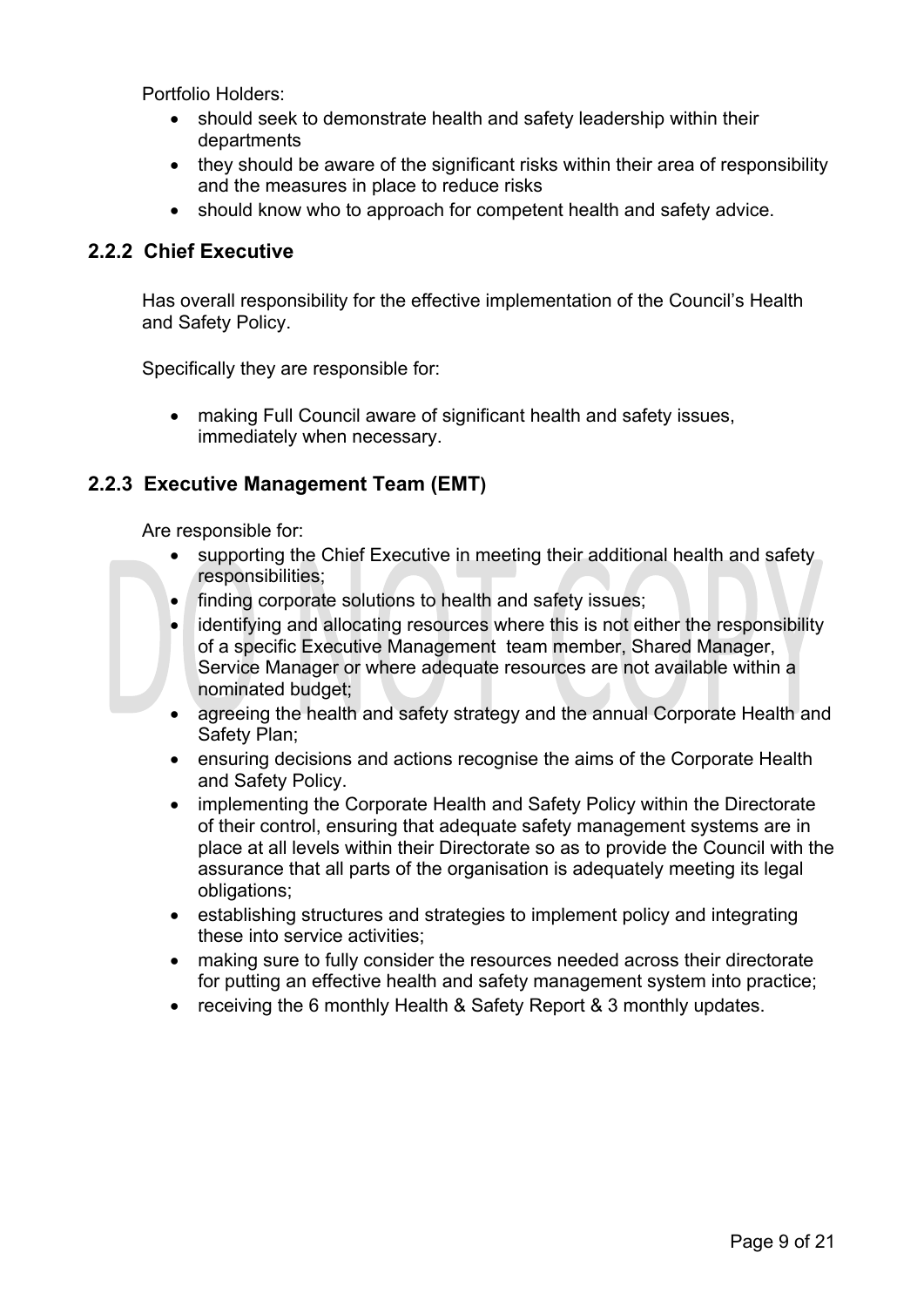Portfolio Holders:

- should seek to demonstrate health and safety leadership within their departments
- they should be aware of the significant risks within their area of responsibility and the measures in place to reduce risks
- should know who to approach for competent health and safety advice.

### 2.2.2 Chief Executive

Has overall responsibility for the effective implementation of the Council's Health and Safety Policy.

Specifically they are responsible for:

- making Full Council aware of significant health and safety issues, immediately when necessary.

### 2.2.3 Executive Management Team (EMT)

Are responsible for:

- supporting the Chief Executive in meeting their additional health and safety responsibilities;
- finding corporate solutions to health and safety issues;
- identifying and allocating resources where this is not either the responsibility of a specific Executive Management team member, Shared Manager, Service Manager or where adequate resources are not available within a nominated budget;
- agreeing the health and safety strategy and the annual Corporate Health and Safety Plan;
- ensuring decisions and actions recognise the aims of the Corporate Health and Safety Policy.
- implementing the Corporate Health and Safety Policy within the Directorate of their control, ensuring that adequate safety management systems are in place at all levels within their Directorate so as to provide the Council with the assurance that all parts of the organisation is adequately meeting its legal obligations;
- establishing structures and strategies to implement policy and integrating these into service activities;
- making sure to fully consider the resources needed across their directorate for putting an effective health and safety management system into practice;
- receiving the 6 monthly Health & Safety Report & 3 monthly updates.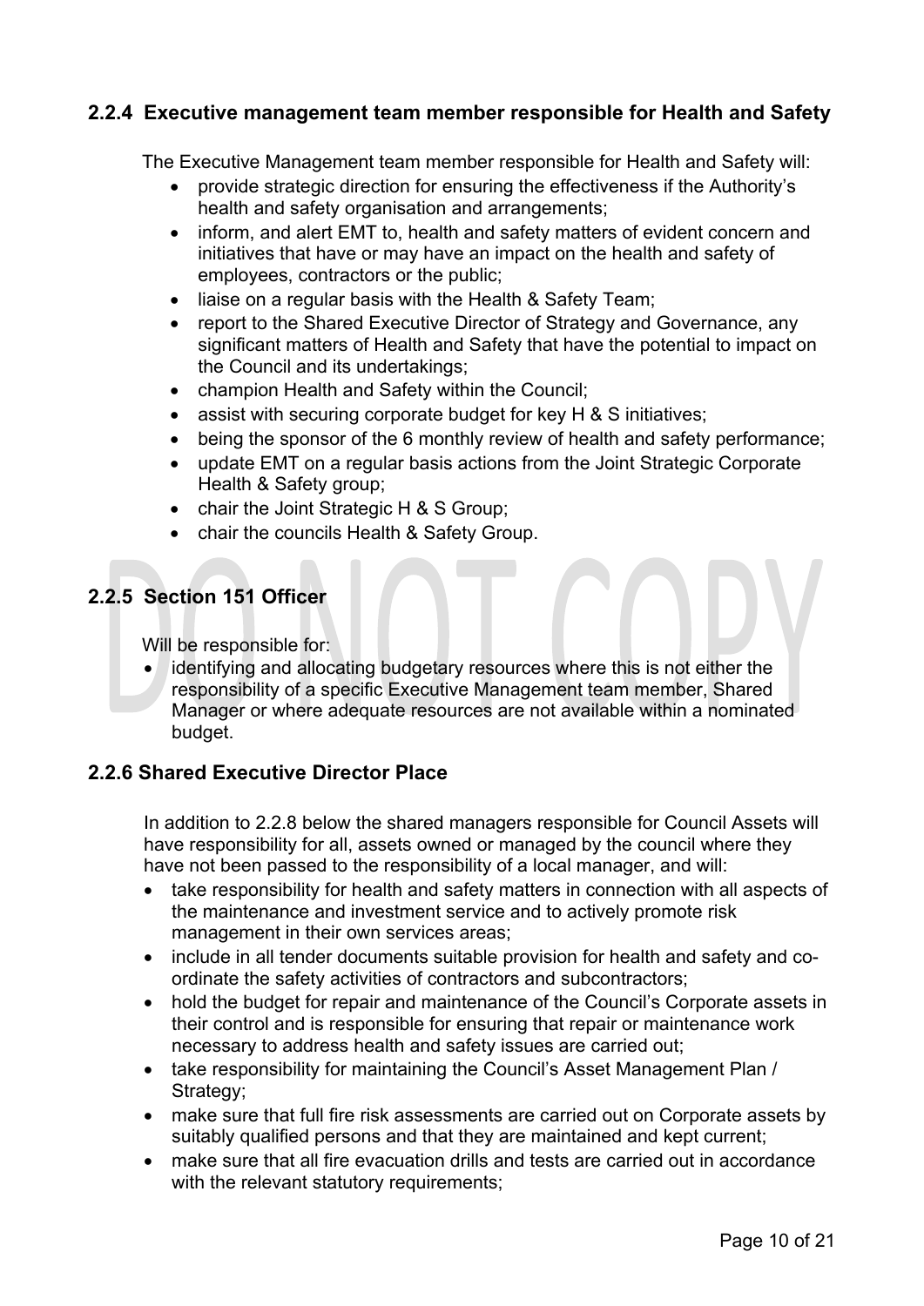### 2.2.4 Executive management team member responsible for Health and Safety

The Executive Management team member responsible for Health and Safety will:

- provide strategic direction for ensuring the effectiveness if the Authority's health and safety organisation and arrangements;
- inform, and alert EMT to, health and safety matters of evident concern and initiatives that have or may have an impact on the health and safety of employees, contractors or the public;
- liaise on a regular basis with the Health & Safety Team;
- report to the Shared Executive Director of Strategy and Governance, any significant matters of Health and Safety that have the potential to impact on the Council and its undertakings;
- champion Health and Safety within the Council;
- assist with securing corporate budget for key H & S initiatives;
- being the sponsor of the 6 monthly review of health and safety performance;
- update EMT on a regular basis actions from the Joint Strategic Corporate Health & Safety group;
- chair the Joint Strategic H & S Group;
- chair the councils Health & Safety Group.

### 2.2.5 Section 151 Officer

Will be responsible for:

- identifying and allocating budgetary resources where this is not either the responsibility of a specific Executive Management team member, Shared Manager or where adequate resources are not available within a nominated budget.

### 2.2.6 Shared Executive Director Place

In addition to 2.2.8 below the shared managers responsible for Council Assets will have responsibility for all, assets owned or managed by the council where they have not been passed to the responsibility of a local manager, and will:

- take responsibility for health and safety matters in connection with all aspects of the maintenance and investment service and to actively promote risk management in their own services areas;
- include in all tender documents suitable provision for health and safety and co-ordinate the safety activities of contractors and subcontractors;
- hold the budget for repair and maintenance of the Council's Corporate assets in their control and is responsible for ensuring that repair or maintenance work necessary to address health and safety issues are carried out;
- take responsibility for maintaining the Council's Asset Management Plan / Strategy;
- make sure that full fire risk assessments are carried out on Corporate assets by suitably qualified persons and that they are maintained and kept current;
- make sure that all fire evacuation drills and tests are carried out in accordance with the relevant statutory requirements;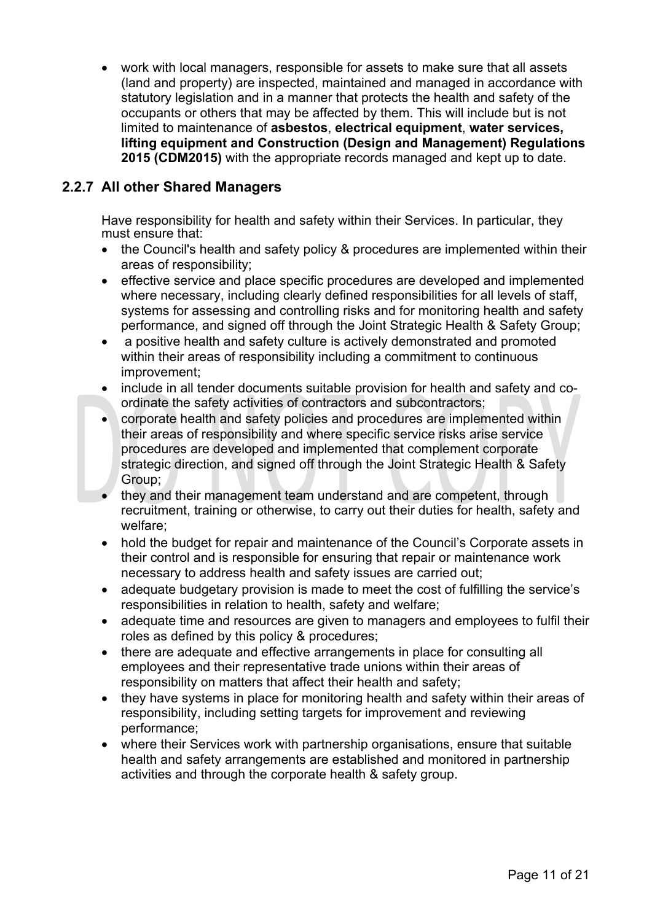- work with local managers, responsible for assets to make sure that all assets (land and property) are inspected, maintained and managed in accordance with statutory legislation and in a manner that protects the health and safety of the occupants or others that may be affected by them. This will include but is not limited to maintenance of **asbestos**, **electrical equipment**, **water services, lifting equipment and Construction (Design and Management) Regulations 2015 (CDM2015)** with the appropriate records managed and kept up to date.

### 2.2.7 All other Shared Managers

Have responsibility for health and safety within their Services. In particular, they must ensure that:

- the Council's health and safety policy & procedures are implemented within their areas of responsibility;
- effective service and place specific procedures are developed and implemented where necessary, including clearly defined responsibilities for all levels of staff, systems for assessing and controlling risks and for monitoring health and safety performance, and signed off through the Joint Strategic Health & Safety Group;
- a positive health and safety culture is actively demonstrated and promoted within their areas of responsibility including a commitment to continuous improvement;
- include in all tender documents suitable provision for health and safety and co-ordinate the safety activities of contractors and subcontractors;
- corporate health and safety policies and procedures are implemented within their areas of responsibility and where specific service risks arise service procedures are developed and implemented that complement corporate strategic direction, and signed off through the Joint Strategic Health & Safety Group;
- they and their management team understand and are competent, through recruitment, training or otherwise, to carry out their duties for health, safety and welfare;
- hold the budget for repair and maintenance of the Council's Corporate assets in their control and is responsible for ensuring that repair or maintenance work necessary to address health and safety issues are carried out;
- adequate budgetary provision is made to meet the cost of fulfilling the service's responsibilities in relation to health, safety and welfare;
- adequate time and resources are given to managers and employees to fulfil their roles as defined by this policy & procedures;
- there are adequate and effective arrangements in place for consulting all employees and their representative trade unions within their areas of responsibility on matters that affect their health and safety;
- they have systems in place for monitoring health and safety within their areas of responsibility, including setting targets for improvement and reviewing performance;
- where their Services work with partnership organisations, ensure that suitable health and safety arrangements are established and monitored in partnership activities and through the corporate health & safety group.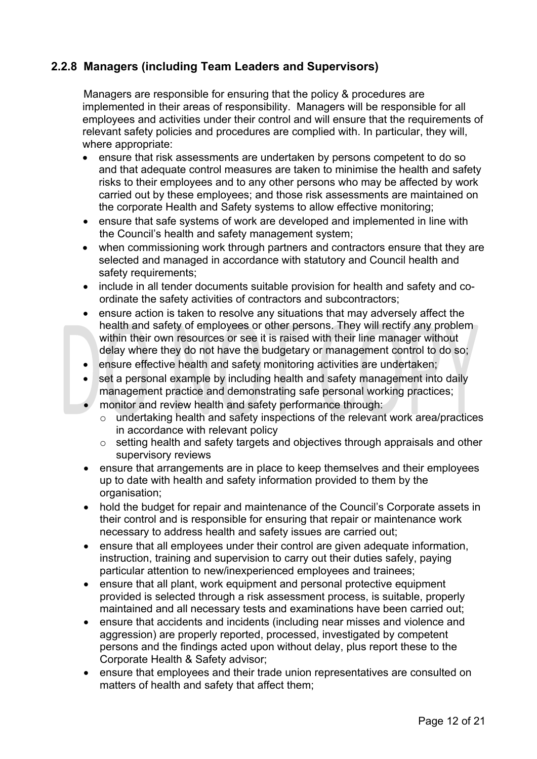### 2.2.8 Managers (including Team Leaders and Supervisors)

Managers are responsible for ensuring that the policy & procedures are implemented in their areas of responsibility. Managers will be responsible for all employees and activities under their control and will ensure that the requirements of relevant safety policies and procedures are complied with. In particular, they will, where appropriate:

- ensure that risk assessments are undertaken by persons competent to do so and that adequate control measures are taken to minimise the health and safety risks to their employees and to any other persons who may be affected by work carried out by these employees; and those risk assessments are maintained on the corporate Health and Safety systems to allow effective monitoring;
- ensure that safe systems of work are developed and implemented in line with the Council's health and safety management system;
- when commissioning work through partners and contractors ensure that they are selected and managed in accordance with statutory and Council health and safety requirements;
- include in all tender documents suitable provision for health and safety and co-ordinate the safety activities of contractors and subcontractors;
- ensure action is taken to resolve any situations that may adversely affect the health and safety of employees or other persons. They will rectify any problem within their own resources or see it is raised with their line manager without delay where they do not have the budgetary or management control to do so;
- ensure effective health and safety monitoring activities are undertaken;
- set a personal example by including health and safety management into daily management practice and demonstrating safe personal working practices;
- monitor and review health and safety performance through:
  - undertaking health and safety inspections of the relevant work area/practices in accordance with relevant policy
  - setting health and safety targets and objectives through appraisals and other supervisory reviews
- ensure that arrangements are in place to keep themselves and their employees up to date with health and safety information provided to them by the organisation;
- hold the budget for repair and maintenance of the Council's Corporate assets in their control and is responsible for ensuring that repair or maintenance work necessary to address health and safety issues are carried out;
- ensure that all employees under their control are given adequate information, instruction, training and supervision to carry out their duties safely, paying particular attention to new/inexperienced employees and trainees;
- ensure that all plant, work equipment and personal protective equipment provided is selected through a risk assessment process, is suitable, properly maintained and all necessary tests and examinations have been carried out;
- ensure that accidents and incidents (including near misses and violence and aggression) are properly reported, processed, investigated by competent persons and the findings acted upon without delay, plus report these to the Corporate Health & Safety advisor;
- ensure that employees and their trade union representatives are consulted on matters of health and safety that affect them;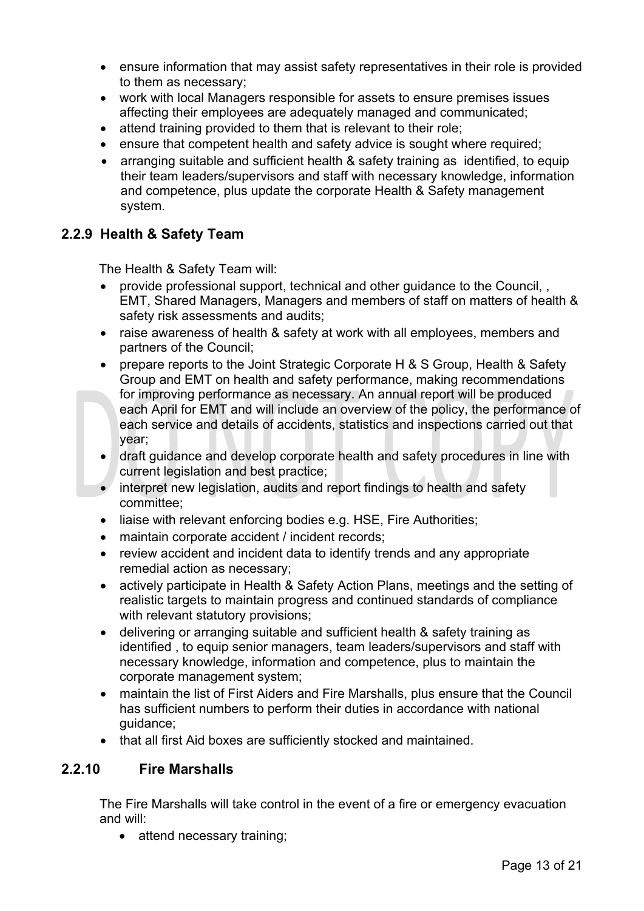- ensure information that may assist safety representatives in their role is provided to them as necessary;
- work with local Managers responsible for assets to ensure premises issues affecting their employees are adequately managed and communicated;
- attend training provided to them that is relevant to their role;
- ensure that competent health and safety advice is sought where required;
- arranging suitable and sufficient health & safety training as identified, to equip their team leaders/supervisors and staff with necessary knowledge, information and competence, plus update the corporate Health & Safety management system.

### 2.2.9 Health & Safety Team

The Health & Safety Team will:

- provide professional support, technical and other guidance to the Council, , EMT, Shared Managers, Managers and members of staff on matters of health & safety risk assessments and audits;
- raise awareness of health & safety at work with all employees, members and partners of the Council;
- prepare reports to the Joint Strategic Corporate H & S Group, Health & Safety Group and EMT on health and safety performance, making recommendations for improving performance as necessary. An annual report will be produced each April for EMT and will include an overview of the policy, the performance of each service and details of accidents, statistics and inspections carried out that year;
- draft guidance and develop corporate health and safety procedures in line with current legislation and best practice;
- interpret new legislation, audits and report findings to health and safety committee;
- liaise with relevant enforcing bodies e.g. HSE, Fire Authorities;
- maintain corporate accident / incident records;
- review accident and incident data to identify trends and any appropriate remedial action as necessary;
- actively participate in Health & Safety Action Plans, meetings and the setting of realistic targets to maintain progress and continued standards of compliance with relevant statutory provisions;
- delivering or arranging suitable and sufficient health & safety training as identified , to equip senior managers, team leaders/supervisors and staff with necessary knowledge, information and competence, plus to maintain the corporate management system;
- maintain the list of First Aiders and Fire Marshalls, plus ensure that the Council has sufficient numbers to perform their duties in accordance with national guidance;
- that all first Aid boxes are sufficiently stocked and maintained.

### 2.2.10 Fire Marshalls

The Fire Marshalls will take control in the event of a fire or emergency evacuation and will:

- attend necessary training;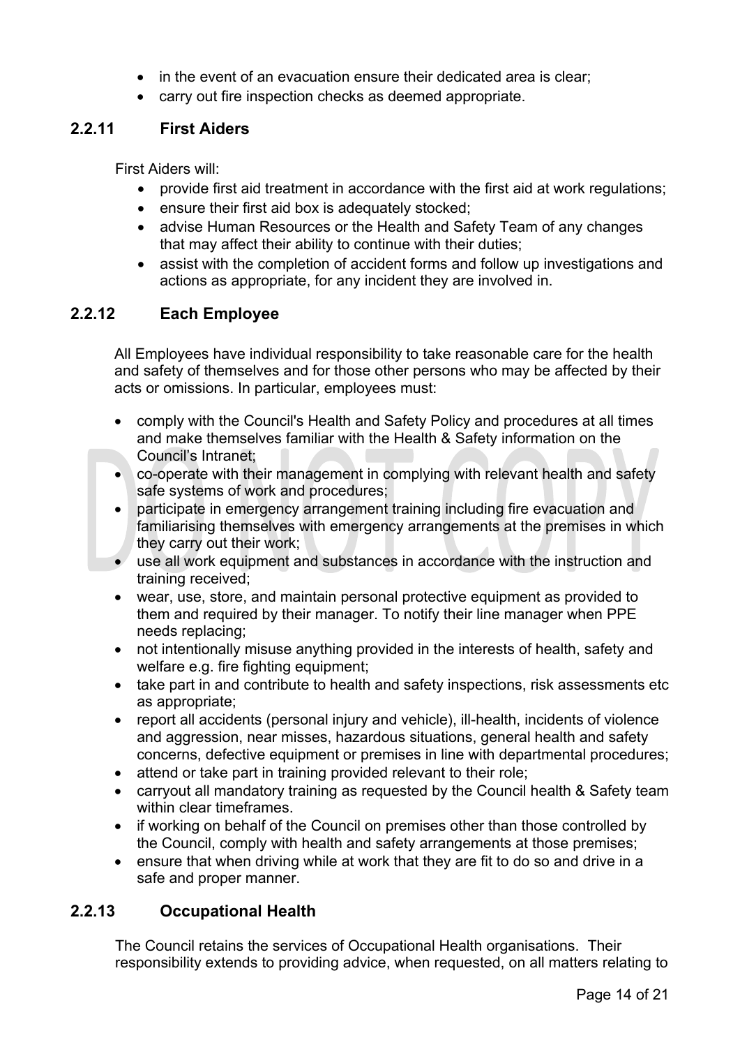- in the event of an evacuation ensure their dedicated area is clear;
- carry out fire inspection checks as deemed appropriate.

### 2.2.11 First Aiders

First Aiders will:

- provide first aid treatment in accordance with the first aid at work regulations;
- ensure their first aid box is adequately stocked;
- advise Human Resources or the Health and Safety Team of any changes that may affect their ability to continue with their duties;
- assist with the completion of accident forms and follow up investigations and actions as appropriate, for any incident they are involved in.

### 2.2.12 Each Employee

All Employees have individual responsibility to take reasonable care for the health and safety of themselves and for those other persons who may be affected by their acts or omissions. In particular, employees must:

- comply with the Council's Health and Safety Policy and procedures at all times and make themselves familiar with the Health & Safety information on the Council's Intranet;
- co-operate with their management in complying with relevant health and safety safe systems of work and procedures;
- participate in emergency arrangement training including fire evacuation and familiarising themselves with emergency arrangements at the premises in which they carry out their work;
- use all work equipment and substances in accordance with the instruction and training received;
- wear, use, store, and maintain personal protective equipment as provided to them and required by their manager. To notify their line manager when PPE needs replacing;
- not intentionally misuse anything provided in the interests of health, safety and welfare e.g. fire fighting equipment;
- take part in and contribute to health and safety inspections, risk assessments etc as appropriate;
- report all accidents (personal injury and vehicle), ill-health, incidents of violence and aggression, near misses, hazardous situations, general health and safety concerns, defective equipment or premises in line with departmental procedures;
- attend or take part in training provided relevant to their role;
- carryout all mandatory training as requested by the Council health & Safety team within clear timeframes.
- if working on behalf of the Council on premises other than those controlled by the Council, comply with health and safety arrangements at those premises;
- ensure that when driving while at work that they are fit to do so and drive in a safe and proper manner.

### 2.2.13 Occupational Health

The Council retains the services of Occupational Health organisations. Their responsibility extends to providing advice, when requested, on all matters relating to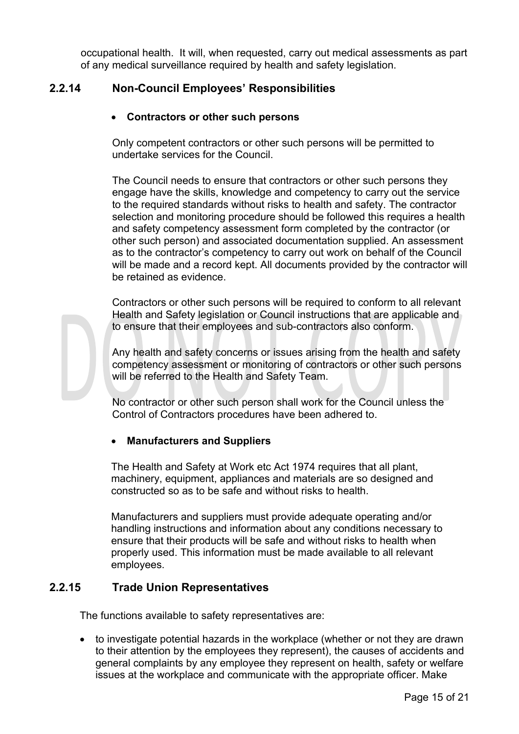occupational health. It will, when requested, carry out medical assessments as part of any medical surveillance required by health and safety legislation.

### 2.2.14 Non-Council Employees' Responsibilities

- **Contractors or other such persons**

Only competent contractors or other such persons will be permitted to undertake services for the Council.

The Council needs to ensure that contractors or other such persons they engage have the skills, knowledge and competency to carry out the service to the required standards without risks to health and safety. The contractor selection and monitoring procedure should be followed this requires a health and safety competency assessment form completed by the contractor (or other such person) and associated documentation supplied. An assessment as to the contractor's competency to carry out work on behalf of the Council will be made and a record kept. All documents provided by the contractor will be retained as evidence.

Contractors or other such persons will be required to conform to all relevant Health and Safety legislation or Council instructions that are applicable and to ensure that their employees and sub-contractors also conform.

Any health and safety concerns or issues arising from the health and safety competency assessment or monitoring of contractors or other such persons will be referred to the Health and Safety Team.

No contractor or other such person shall work for the Council unless the Control of Contractors procedures have been adhered to.

- **Manufacturers and Suppliers**

The Health and Safety at Work etc Act 1974 requires that all plant, machinery, equipment, appliances and materials are so designed and constructed so as to be safe and without risks to health.

Manufacturers and suppliers must provide adequate operating and/or handling instructions and information about any conditions necessary to ensure that their products will be safe and without risks to health when properly used. This information must be made available to all relevant employees.

### 2.2.15 Trade Union Representatives

The functions available to safety representatives are:

- to investigate potential hazards in the workplace (whether or not they are drawn to their attention by the employees they represent), the causes of accidents and general complaints by any employee they represent on health, safety or welfare issues at the workplace and communicate with the appropriate officer. Make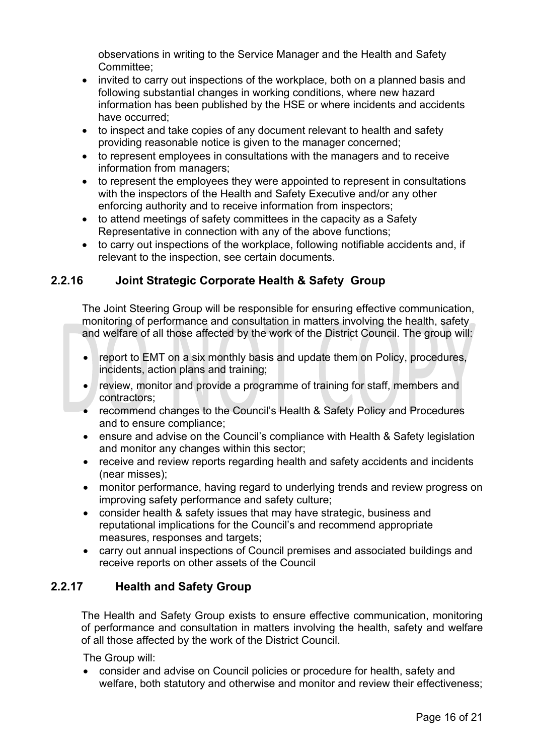observations in writing to the Service Manager and the Health and Safety Committee;

- invited to carry out inspections of the workplace, both on a planned basis and following substantial changes in working conditions, where new hazard information has been published by the HSE or where incidents and accidents have occurred;
- to inspect and take copies of any document relevant to health and safety providing reasonable notice is given to the manager concerned;
- to represent employees in consultations with the managers and to receive information from managers;
- to represent the employees they were appointed to represent in consultations with the inspectors of the Health and Safety Executive and/or any other enforcing authority and to receive information from inspectors;
- to attend meetings of safety committees in the capacity as a Safety Representative in connection with any of the above functions;
- to carry out inspections of the workplace, following notifiable accidents and, if relevant to the inspection, see certain documents.

### 2.2.16 Joint Strategic Corporate Health & Safety Group

The Joint Steering Group will be responsible for ensuring effective communication, monitoring of performance and consultation in matters involving the health, safety and welfare of all those affected by the work of the District Council. The group will:

- report to EMT on a six monthly basis and update them on Policy, procedures, incidents, action plans and training;
- review, monitor and provide a programme of training for staff, members and contractors;
- recommend changes to the Council's Health & Safety Policy and Procedures and to ensure compliance;
- ensure and advise on the Council's compliance with Health & Safety legislation and monitor any changes within this sector;
- receive and review reports regarding health and safety accidents and incidents (near misses);
- monitor performance, having regard to underlying trends and review progress on improving safety performance and safety culture;
- consider health & safety issues that may have strategic, business and reputational implications for the Council's and recommend appropriate measures, responses and targets;
- carry out annual inspections of Council premises and associated buildings and receive reports on other assets of the Council

### 2.2.17 Health and Safety Group

The Health and Safety Group exists to ensure effective communication, monitoring of performance and consultation in matters involving the health, safety and welfare of all those affected by the work of the District Council.

The Group will:

- consider and advise on Council policies or procedure for health, safety and welfare, both statutory and otherwise and monitor and review their effectiveness;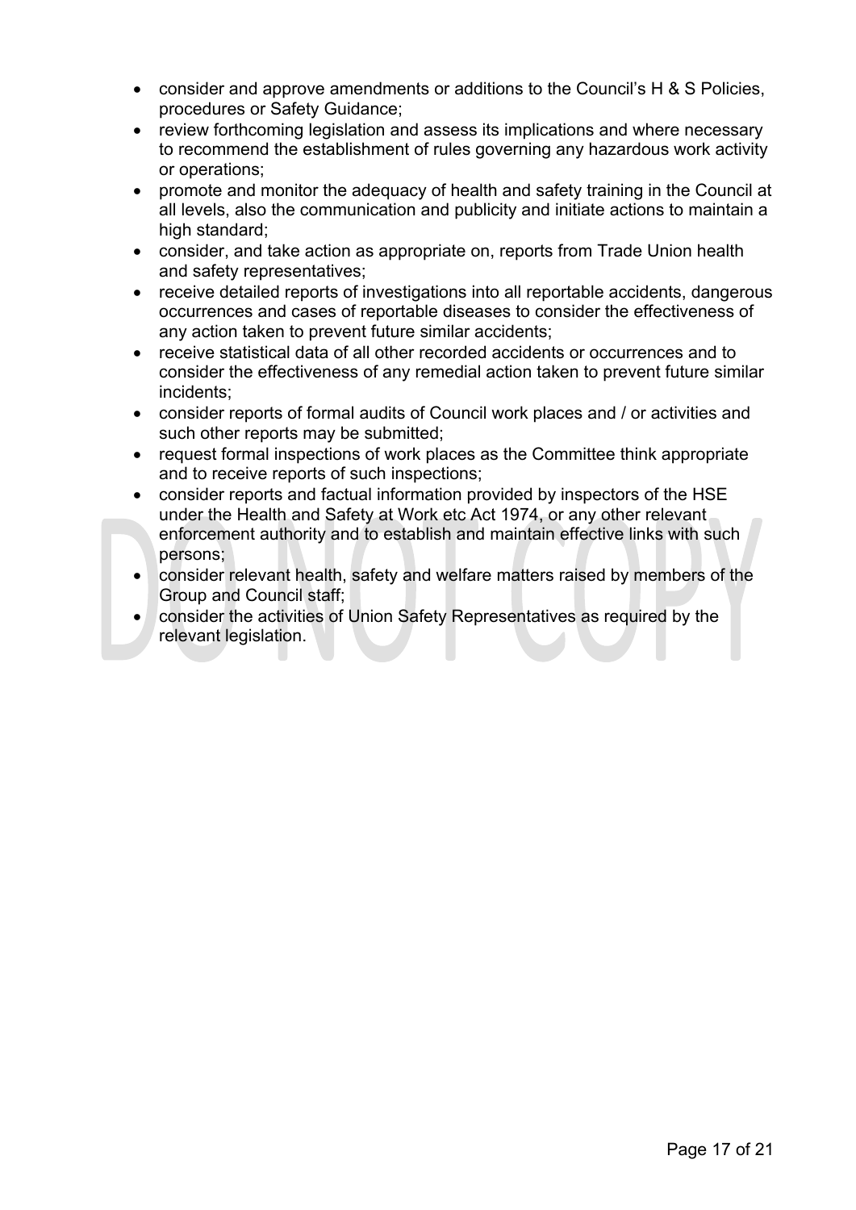- consider and approve amendments or additions to the Council's H & S Policies, procedures or Safety Guidance;
- review forthcoming legislation and assess its implications and where necessary to recommend the establishment of rules governing any hazardous work activity or operations;
- promote and monitor the adequacy of health and safety training in the Council at all levels, also the communication and publicity and initiate actions to maintain a high standard;
- consider, and take action as appropriate on, reports from Trade Union health and safety representatives;
- receive detailed reports of investigations into all reportable accidents, dangerous occurrences and cases of reportable diseases to consider the effectiveness of any action taken to prevent future similar accidents;
- receive statistical data of all other recorded accidents or occurrences and to consider the effectiveness of any remedial action taken to prevent future similar incidents;
- consider reports of formal audits of Council work places and / or activities and such other reports may be submitted;
- request formal inspections of work places as the Committee think appropriate and to receive reports of such inspections;
- consider reports and factual information provided by inspectors of the HSE under the Health and Safety at Work etc Act 1974, or any other relevant enforcement authority and to establish and maintain effective links with such persons;
- consider relevant health, safety and welfare matters raised by members of the Group and Council staff;
- consider the activities of Union Safety Representatives as required by the relevant legislation.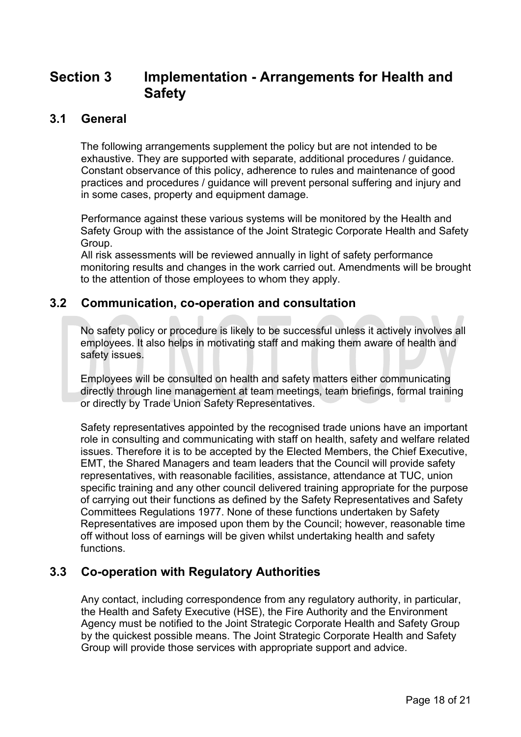# Section 3 Implementation - Arrangements for Health and Safety

## 3.1 General

The following arrangements supplement the policy but are not intended to be exhaustive. They are supported with separate, additional procedures / guidance. Constant observance of this policy, adherence to rules and maintenance of good practices and procedures / guidance will prevent personal suffering and injury and in some cases, property and equipment damage.

Performance against these various systems will be monitored by the Health and Safety Group with the assistance of the Joint Strategic Corporate Health and Safety Group.
All risk assessments will be reviewed annually in light of safety performance monitoring results and changes in the work carried out. Amendments will be brought to the attention of those employees to whom they apply.

## 3.2 Communication, co-operation and consultation

No safety policy or procedure is likely to be successful unless it actively involves all employees. It also helps in motivating staff and making them aware of health and safety issues.

Employees will be consulted on health and safety matters either communicating directly through line management at team meetings, team briefings, formal training or directly by Trade Union Safety Representatives.

Safety representatives appointed by the recognised trade unions have an important role in consulting and communicating with staff on health, safety and welfare related issues. Therefore it is to be accepted by the Elected Members, the Chief Executive, EMT, the Shared Managers and team leaders that the Council will provide safety representatives, with reasonable facilities, assistance, attendance at TUC, union specific training and any other council delivered training appropriate for the purpose of carrying out their functions as defined by the Safety Representatives and Safety Committees Regulations 1977. None of these functions undertaken by Safety Representatives are imposed upon them by the Council; however, reasonable time off without loss of earnings will be given whilst undertaking health and safety functions.

## 3.3 Co-operation with Regulatory Authorities

Any contact, including correspondence from any regulatory authority, in particular, the Health and Safety Executive (HSE), the Fire Authority and the Environment Agency must be notified to the Joint Strategic Corporate Health and Safety Group by the quickest possible means. The Joint Strategic Corporate Health and Safety Group will provide those services with appropriate support and advice.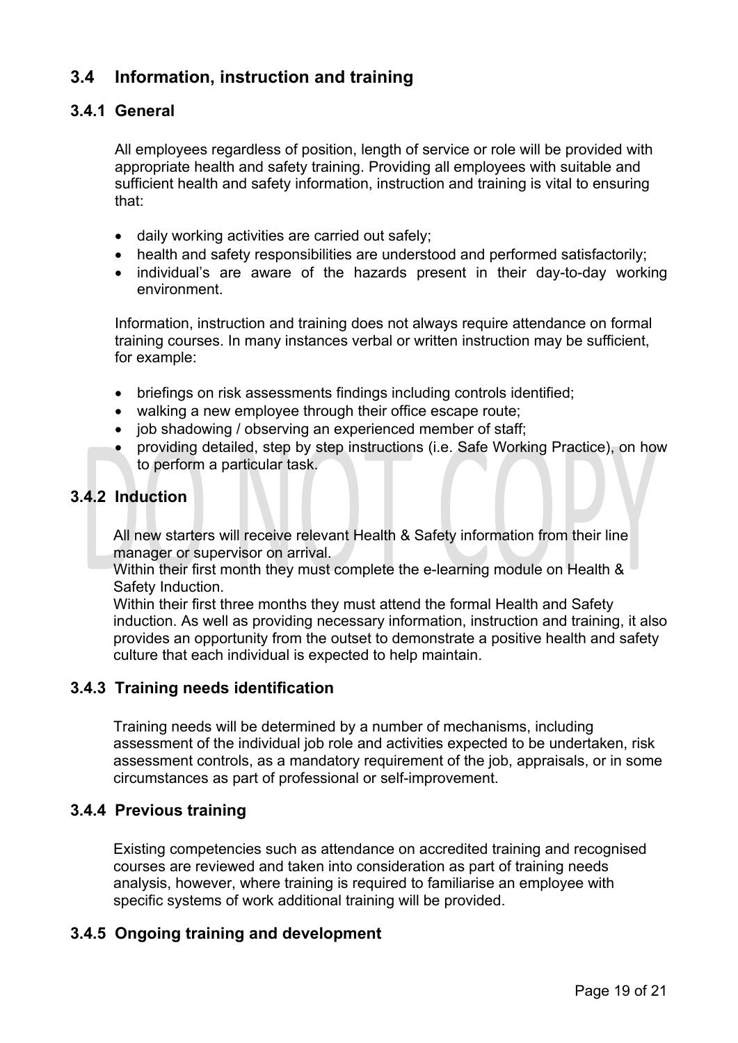## 3.4 Information, instruction and training

### 3.4.1 General

All employees regardless of position, length of service or role will be provided with appropriate health and safety training. Providing all employees with suitable and sufficient health and safety information, instruction and training is vital to ensuring that:

- daily working activities are carried out safely;
- health and safety responsibilities are understood and performed satisfactorily;
- individual's are aware of the hazards present in their day-to-day working environment.

Information, instruction and training does not always require attendance on formal training courses. In many instances verbal or written instruction may be sufficient, for example:

- briefings on risk assessments findings including controls identified;
- walking a new employee through their office escape route;
- job shadowing / observing an experienced member of staff;
- providing detailed, step by step instructions (i.e. Safe Working Practice), on how to perform a particular task.

### 3.4.2 Induction

All new starters will receive relevant Health & Safety information from their line manager or supervisor on arrival.
Within their first month they must complete the e-learning module on Health & Safety Induction.
Within their first three months they must attend the formal Health and Safety induction. As well as providing necessary information, instruction and training, it also provides an opportunity from the outset to demonstrate a positive health and safety culture that each individual is expected to help maintain.

### 3.4.3 Training needs identification

Training needs will be determined by a number of mechanisms, including assessment of the individual job role and activities expected to be undertaken, risk assessment controls, as a mandatory requirement of the job, appraisals, or in some circumstances as part of professional or self-improvement.

### 3.4.4 Previous training

Existing competencies such as attendance on accredited training and recognised courses are reviewed and taken into consideration as part of training needs analysis, however, where training is required to familiarise an employee with specific systems of work additional training will be provided.

### 3.4.5 Ongoing training and development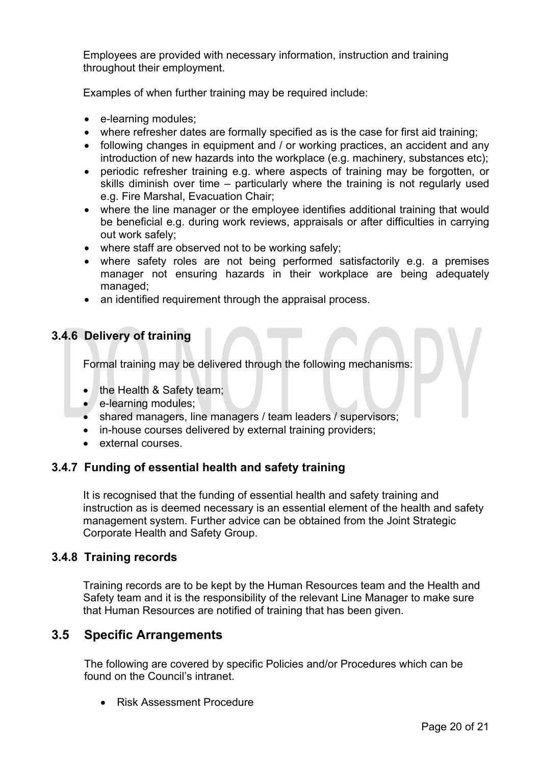Employees are provided with necessary information, instruction and training throughout their employment.

Examples of when further training may be required include:

- e-learning modules;
- where refresher dates are formally specified as is the case for first aid training;
- following changes in equipment and / or working practices, an accident and any introduction of new hazards into the workplace (e.g. machinery, substances etc);
- periodic refresher training e.g. where aspects of training may be forgotten, or skills diminish over time – particularly where the training is not regularly used e.g. Fire Marshal, Evacuation Chair;
- where the line manager or the employee identifies additional training that would be beneficial e.g. during work reviews, appraisals or after difficulties in carrying out work safely;
- where staff are observed not to be working safely;
- where safety roles are not being performed satisfactorily e.g. a premises manager not ensuring hazards in their workplace are being adequately managed;
- an identified requirement through the appraisal process.

### 3.4.6 Delivery of training

Formal training may be delivered through the following mechanisms:

- the Health & Safety team;
- e-learning modules;
- shared managers, line managers / team leaders / supervisors;
- in-house courses delivered by external training providers;
- external courses.

### 3.4.7 Funding of essential health and safety training

It is recognised that the funding of essential health and safety training and instruction as is deemed necessary is an essential element of the health and safety management system. Further advice can be obtained from the Joint Strategic Corporate Health and Safety Group.

### 3.4.8 Training records

Training records are to be kept by the Human Resources team and the Health and Safety team and it is the responsibility of the relevant Line Manager to make sure that Human Resources are notified of training that has been given.

## 3.5 Specific Arrangements

The following are covered by specific Policies and/or Procedures which can be found on the Council's intranet.

- Risk Assessment Procedure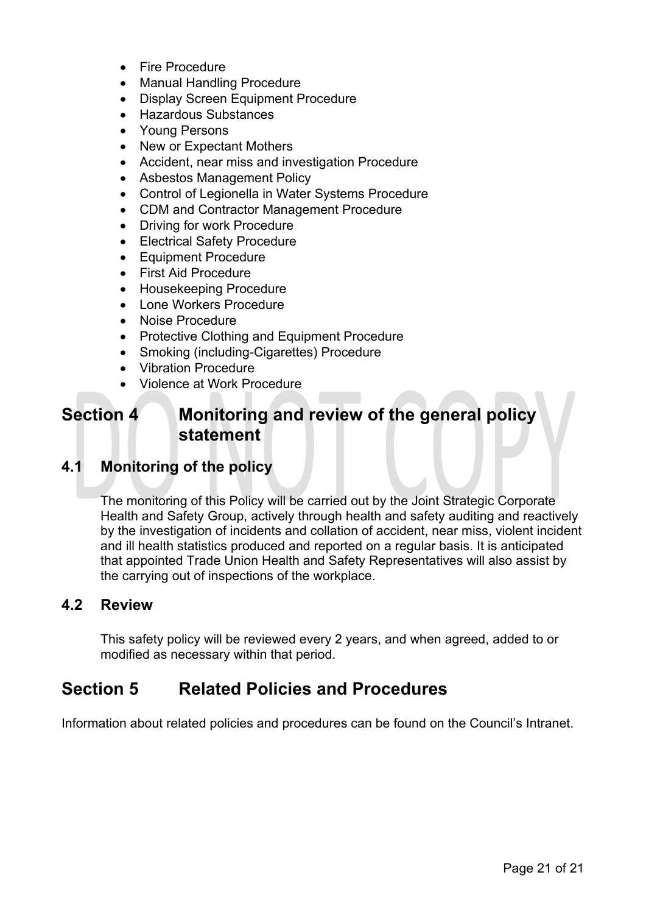- Fire Procedure
- Manual Handling Procedure
- Display Screen Equipment Procedure
- Hazardous Substances
- Young Persons
- New or Expectant Mothers
- Accident, near miss and investigation Procedure
- Asbestos Management Policy
- Control of Legionella in Water Systems Procedure
- CDM and Contractor Management Procedure
- Driving for work Procedure
- Electrical Safety Procedure
- Equipment Procedure
- First Aid Procedure
- Housekeeping Procedure
- Lone Workers Procedure
- Noise Procedure
- Protective Clothing and Equipment Procedure
- Smoking (including-Cigarettes) Procedure
- Vibration Procedure
- Violence at Work Procedure

## Section 4 Monitoring and review of the general policy statement

### 4.1 Monitoring of the policy

The monitoring of this Policy will be carried out by the Joint Strategic Corporate Health and Safety Group, actively through health and safety auditing and reactively by the investigation of incidents and collation of accident, near miss, violent incident and ill health statistics produced and reported on a regular basis. It is anticipated that appointed Trade Union Health and Safety Representatives will also assist by the carrying out of inspections of the workplace.

### 4.2 Review

This safety policy will be reviewed every 2 years, and when agreed, added to or modified as necessary within that period.

## Section 5 Related Policies and Procedures

Information about related policies and procedures can be found on the Council's Intranet.